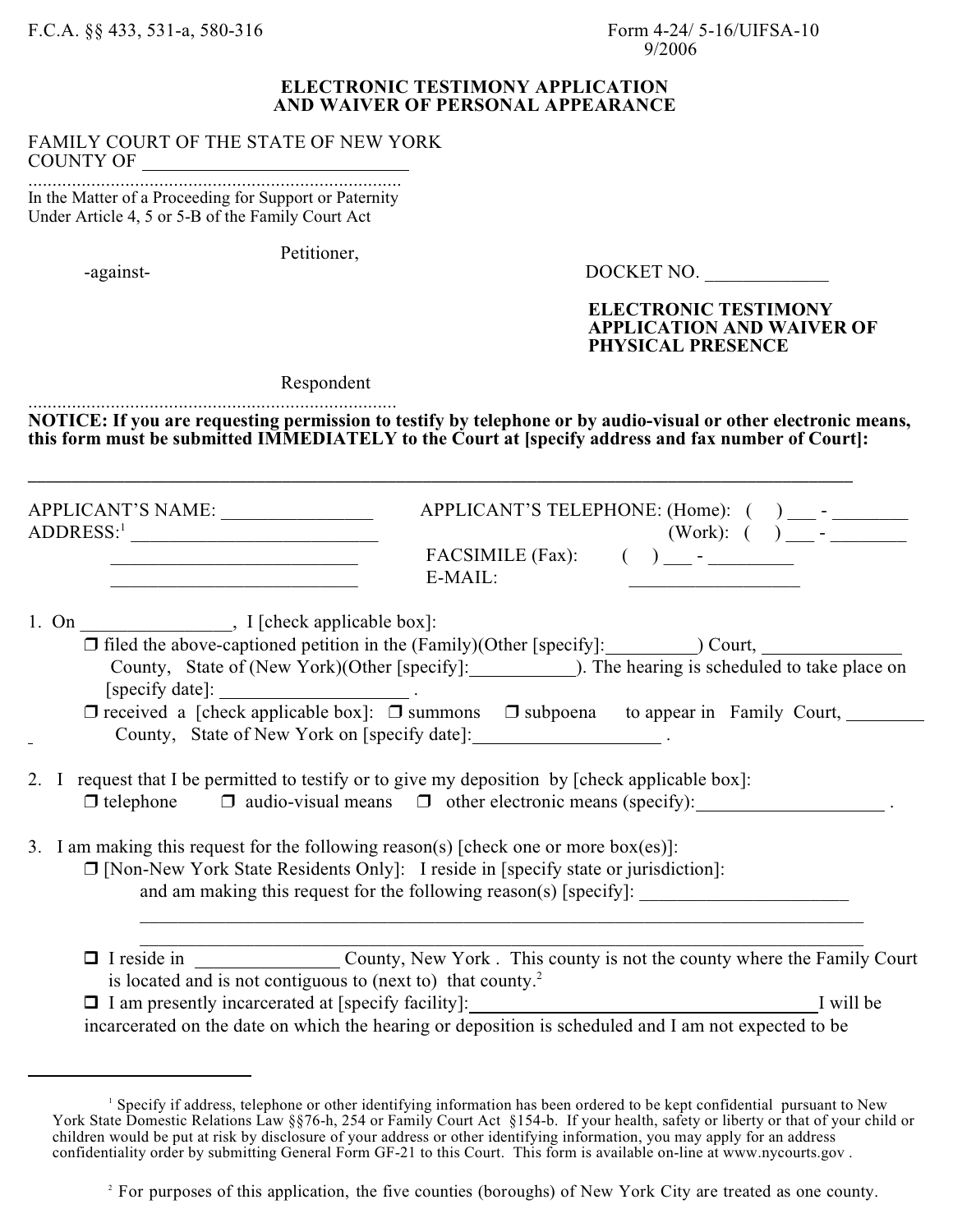F.C.A. §§ 433, 531-a, 580-316

Form 4-24/ 5-16/UIFSA-10
9/2006

**ELECTRONIC TESTIMONY APPLICATION
AND WAIVER OF PERSONAL APPEARANCE**

FAMILY COURT OF THE STATE OF NEW YORK
COUNTY OF ____________________________

..............................................................................
In the Matter of a Proceeding for Support or Paternity
Under Article 4, 5 or 5-B of the Family Court Act

Petitioner,

-against-

DOCKET NO. _____________

**ELECTRONIC TESTIMONY APPLICATION AND WAIVER OF PHYSICAL PRESENCE**

Respondent

............................................................................

**NOTICE: If you are requesting permission to testify by telephone or by audio-visual or other electronic means, this form must be submitted IMMEDIATELY to the Court at [specify address and fax number of Court]:**

_______________________________________________________________________________________

APPLICANT'S NAME: ________________
ADDRESS:[1] __________________________
__________________________
__________________________

APPLICANT'S TELEPHONE: (Home): ( ) ___ - ________
(Work): ( ) ___ - ________
FACSIMILE (Fax): ( ) ___ - _________
E-MAIL: __________________

1. On ________________, I [check applicable box]:
   - ❐ filed the above-captioned petition in the (Family)(Other [specify]:_________) Court, ______________ County, State of (New York)(Other [specify]:___________). The hearing is scheduled to take place on [specify date]: ___________________ .
   - ❐ received a [check applicable box]: ❐ summons ❐ subpoena to appear in Family Court, ________ County, State of New York on [specify date]:___________________ .

2. I request that I be permitted to testify or to give my deposition by [check applicable box]:
   ❐ telephone ❐ audio-visual means ❐ other electronic means (specify):___________________ .

3. I am making this request for the following reason(s) [check one or more box(es)]:
   - ❐ [Non-New York State Residents Only]: I reside in [specify state or jurisdiction]: and am making this request for the following reason(s) [specify]: ______________________
     ________________________________________________________________________________
     ________________________________________________________________________________
   - ❐ I reside in _______________ County, New York . This county is not the county where the Family Court is located and is not contiguous to (next to) that county.[2]
   - ❐ I am presently incarcerated at [specify facility]:_____________________________________I will be incarcerated on the date on which the hearing or deposition is scheduled and I am not expected to be

---

[1] Specify if address, telephone or other identifying information has been ordered to be kept confidential pursuant to New York State Domestic Relations Law §§76-h, 254 or Family Court Act §154-b. If your health, safety or liberty or that of your child or children would be put at risk by disclosure of your address or other identifying information, you may apply for an address confidentiality order by submitting General Form GF-21 to this Court. This form is available on-line at www.nycourts.gov .

[2] For purposes of this application, the five counties (boroughs) of New York City are treated as one county.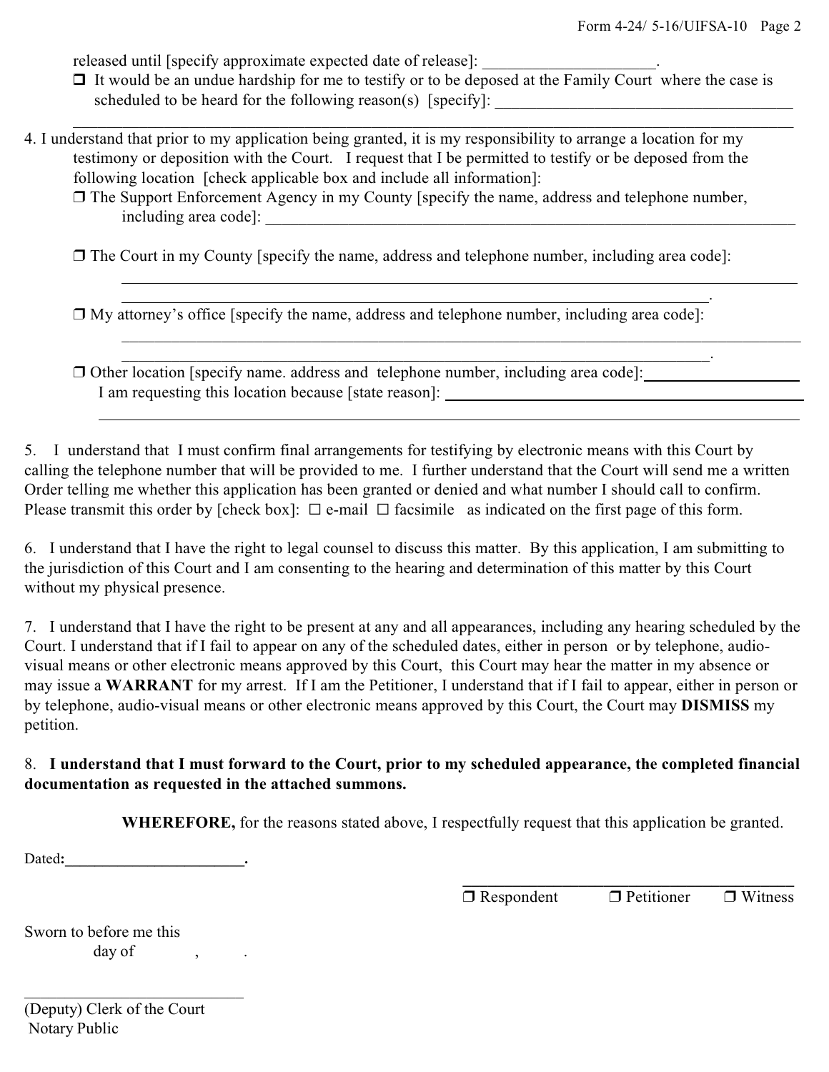released until [specify approximate expected date of release]: _____________________.

- ☐ It would be an undue hardship for me to testify or to be deposed at the Family Court where the case is scheduled to be heard for the following reason(s) [specify]: _____________________________________

_______________________________________________________________________________________________

4. I understand that prior to my application being granted, it is my responsibility to arrange a location for my testimony or deposition with the Court. I request that I be permitted to testify or be deposed from the following location [check applicable box and include all information]:

   - ☐ The Support Enforcement Agency in my County [specify the name, address and telephone number, including area code]: _____________________________________________________________________

   - ☐ The Court in my County [specify the name, address and telephone number, including area code]:

     _____________________________________________________________________________________

     ____________________________________________________________________________.

   - ☐ My attorney's office [specify the name, address and telephone number, including area code]:

     _____________________________________________________________________________________

     ____________________________________________________________________________.

   - ☐ Other location [specify name. address and telephone number, including area code]: ___________________

     I am requesting this location because [state reason]: _____________________________________________

     _____________________________________________________________________________________

5. I understand that I must confirm final arrangements for testifying by electronic means with this Court by calling the telephone number that will be provided to me. I further understand that the Court will send me a written Order telling me whether this application has been granted or denied and what number I should call to confirm. Please transmit this order by [check box]: ☐ e-mail ☐ facsimile as indicated on the first page of this form.

6. I understand that I have the right to legal counsel to discuss this matter. By this application, I am submitting to the jurisdiction of this Court and I am consenting to the hearing and determination of this matter by this Court without my physical presence.

7. I understand that I have the right to be present at any and all appearances, including any hearing scheduled by the Court. I understand that if I fail to appear on any of the scheduled dates, either in person or by telephone, audio-visual means or other electronic means approved by this Court, this Court may hear the matter in my absence or may issue a **WARRANT** for my arrest. If I am the Petitioner, I understand that if I fail to appear, either in person or by telephone, audio-visual means or other electronic means approved by this Court, the Court may **DISMISS** my petition.

8. **I understand that I must forward to the Court, prior to my scheduled appearance, the completed financial documentation as requested in the attached summons.**

**WHEREFORE,** for the reasons stated above, I respectfully request that this application be granted.

Dated**:_______________________.**

_________________________________________

☐ Respondent ☐ Petitioner ☐ Witness

Sworn to before me this
day of , .

_____________________________

(Deputy) Clerk of the Court
Notary Public